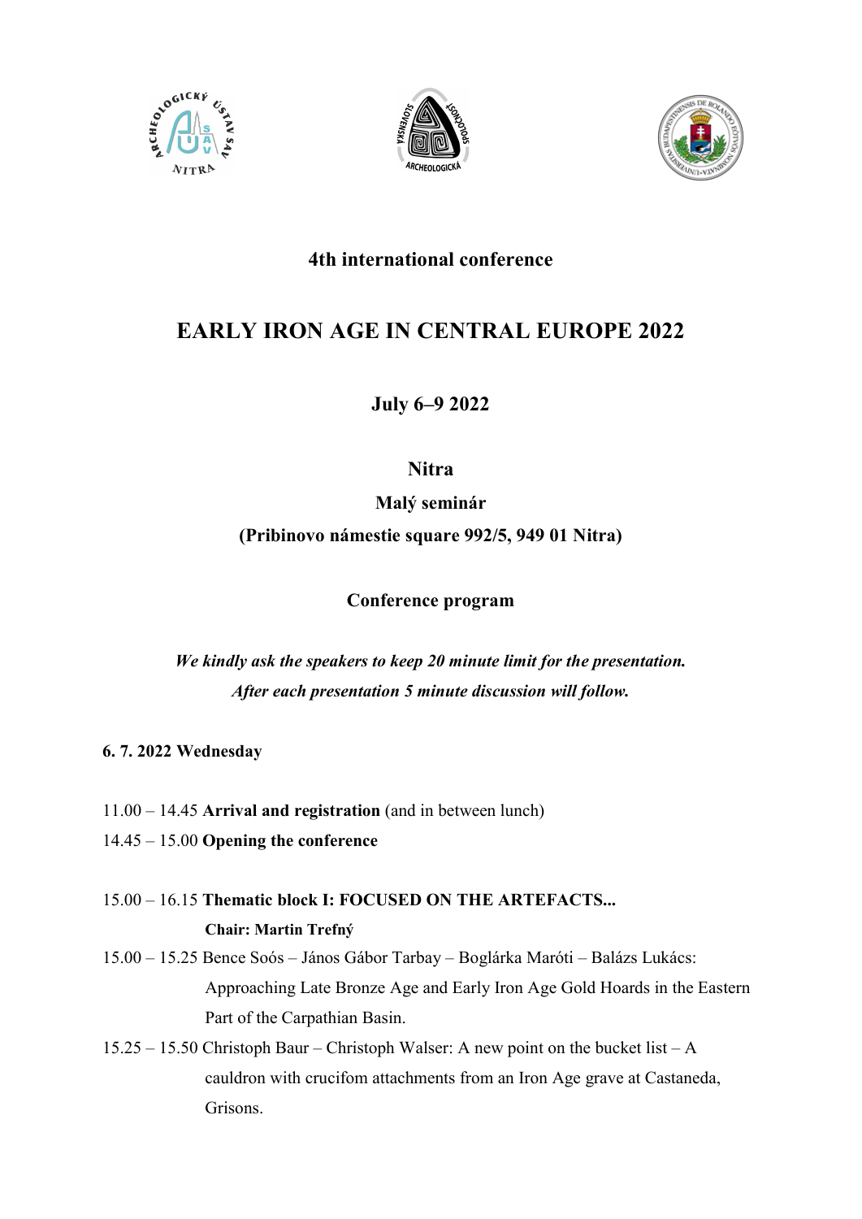**4th international conference**

# EARLY IRON AGE IN CENTRAL EUROPE 2022

**July 6–9 2022**

**Nitra**

**Malý seminár**

**(Pribinovo námestie square 992/5, 949 01 Nitra)**

**Conference program**

***We kindly ask the speakers to keep 20 minute limit for the presentation. After each presentation 5 minute discussion will follow.***

**6. 7. 2022 Wednesday**

11.00 – 14.45 **Arrival and registration** (and in between lunch)

14.45 – 15.00 **Opening the conference**

15.00 – 16.15 **Thematic block I: FOCUSED ON THE ARTEFACTS...**

**Chair: Martin Trefný**

15.00 – 15.25 Bence Soós – János Gábor Tarbay – Boglárka Maróti – Balázs Lukács: Approaching Late Bronze Age and Early Iron Age Gold Hoards in the Eastern Part of the Carpathian Basin.

15.25 – 15.50 Christoph Baur – Christoph Walser: A new point on the bucket list – A cauldron with crucifom attachments from an Iron Age grave at Castaneda, Grisons.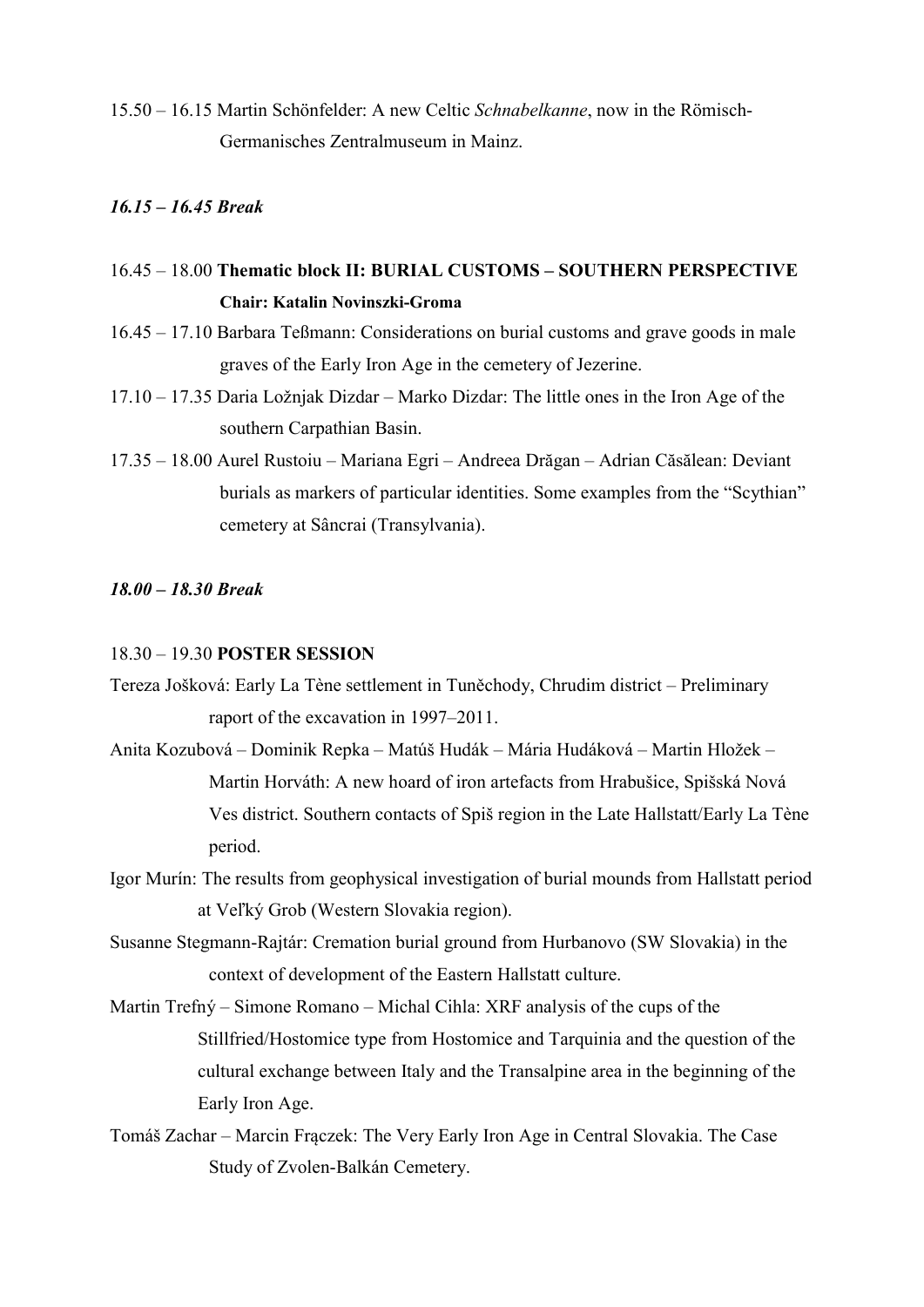15.50 – 16.15 Martin Schönfelder: A new Celtic *Schnabelkanne*, now in the Römisch-Germanisches Zentralmuseum in Mainz.

***16.15 – 16.45 Break***

16.45 – 18.00 **Thematic block II: BURIAL CUSTOMS – SOUTHERN PERSPECTIVE**
**Chair: Katalin Novinszki-Groma**

16.45 – 17.10 Barbara Teßmann: Considerations on burial customs and grave goods in male graves of the Early Iron Age in the cemetery of Jezerine.

17.10 – 17.35 Daria Ložnjak Dizdar – Marko Dizdar: The little ones in the Iron Age of the southern Carpathian Basin.

17.35 – 18.00 Aurel Rustoiu – Mariana Egri – Andreea Drăgan – Adrian Căsălean: Deviant burials as markers of particular identities. Some examples from the "Scythian" cemetery at Sâncrai (Transylvania).

***18.00 – 18.30 Break***

18.30 – 19.30 **POSTER SESSION**

Tereza Jošková: Early La Tène settlement in Tuněchody, Chrudim district – Preliminary raport of the excavation in 1997–2011.

Anita Kozubová – Dominik Repka – Matúš Hudák – Mária Hudáková – Martin Hložek – Martin Horváth: A new hoard of iron artefacts from Hrabušice, Spišská Nová Ves district. Southern contacts of Spiš region in the Late Hallstatt/Early La Tène period.

Igor Murín: The results from geophysical investigation of burial mounds from Hallstatt period at Veľký Grob (Western Slovakia region).

Susanne Stegmann-Rajtár: Cremation burial ground from Hurbanovo (SW Slovakia) in the context of development of the Eastern Hallstatt culture.

Martin Trefný – Simone Romano – Michal Cihla: XRF analysis of the cups of the Stillfried/Hostomice type from Hostomice and Tarquinia and the question of the cultural exchange between Italy and the Transalpine area in the beginning of the Early Iron Age.

Tomáš Zachar – Marcin Frączek: The Very Early Iron Age in Central Slovakia. The Case Study of Zvolen-Balkán Cemetery.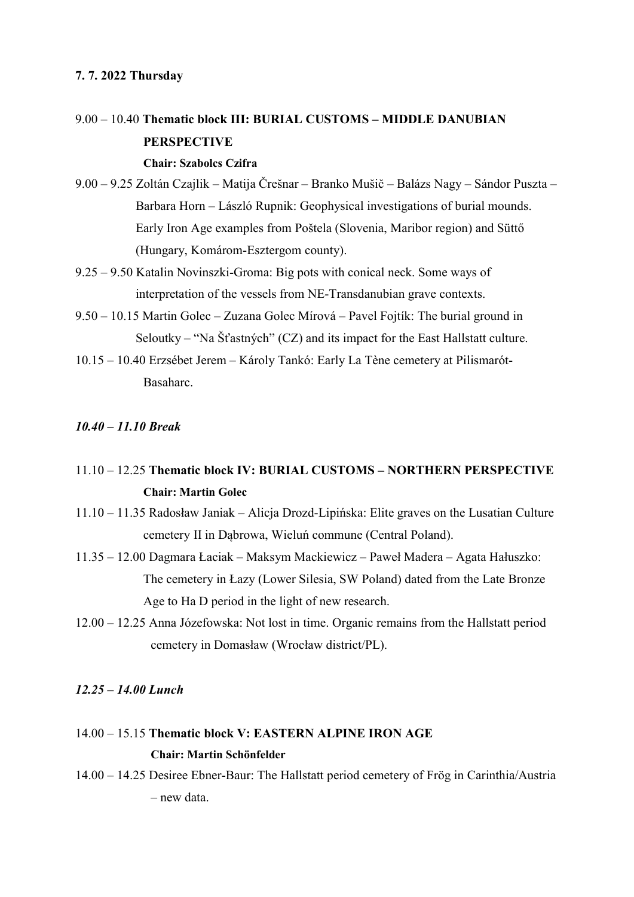**7. 7. 2022 Thursday**

9.00 – 10.40 **Thematic block III: BURIAL CUSTOMS – MIDDLE DANUBIAN PERSPECTIVE**

**Chair: Szabolcs Czifra**

9.00 – 9.25 Zoltán Czajlik – Matija Črešnar – Branko Mušič – Balázs Nagy – Sándor Puszta – Barbara Horn – László Rupnik: Geophysical investigations of burial mounds. Early Iron Age examples from Poštela (Slovenia, Maribor region) and Süttő (Hungary, Komárom-Esztergom county).

9.25 – 9.50 Katalin Novinszki-Groma: Big pots with conical neck. Some ways of interpretation of the vessels from NE-Transdanubian grave contexts.

9.50 – 10.15 Martin Golec – Zuzana Golec Mírová – Pavel Fojtík: The burial ground in Seloutky – "Na Šťastných" (CZ) and its impact for the East Hallstatt culture.

10.15 – 10.40 Erzsébet Jerem – Károly Tankó: Early La Tène cemetery at Pilismarót-Basaharc.

***10.40 – 11.10 Break***

11.10 – 12.25 **Thematic block IV: BURIAL CUSTOMS – NORTHERN PERSPECTIVE**

**Chair: Martin Golec**

11.10 – 11.35 Radosław Janiak – Alicja Drozd-Lipińska: Elite graves on the Lusatian Culture cemetery II in Dąbrowa, Wieluń commune (Central Poland).

11.35 – 12.00 Dagmara Łaciak – Maksym Mackiewicz – Paweł Madera – Agata Hałuszko: The cemetery in Łazy (Lower Silesia, SW Poland) dated from the Late Bronze Age to Ha D period in the light of new research.

12.00 – 12.25 Anna Józefowska: Not lost in time. Organic remains from the Hallstatt period cemetery in Domasław (Wrocław district/PL).

***12.25 – 14.00 Lunch***

14.00 – 15.15 **Thematic block V: EASTERN ALPINE IRON AGE**

**Chair: Martin Schönfelder**

14.00 – 14.25 Desiree Ebner-Baur: The Hallstatt period cemetery of Frög in Carinthia/Austria – new data.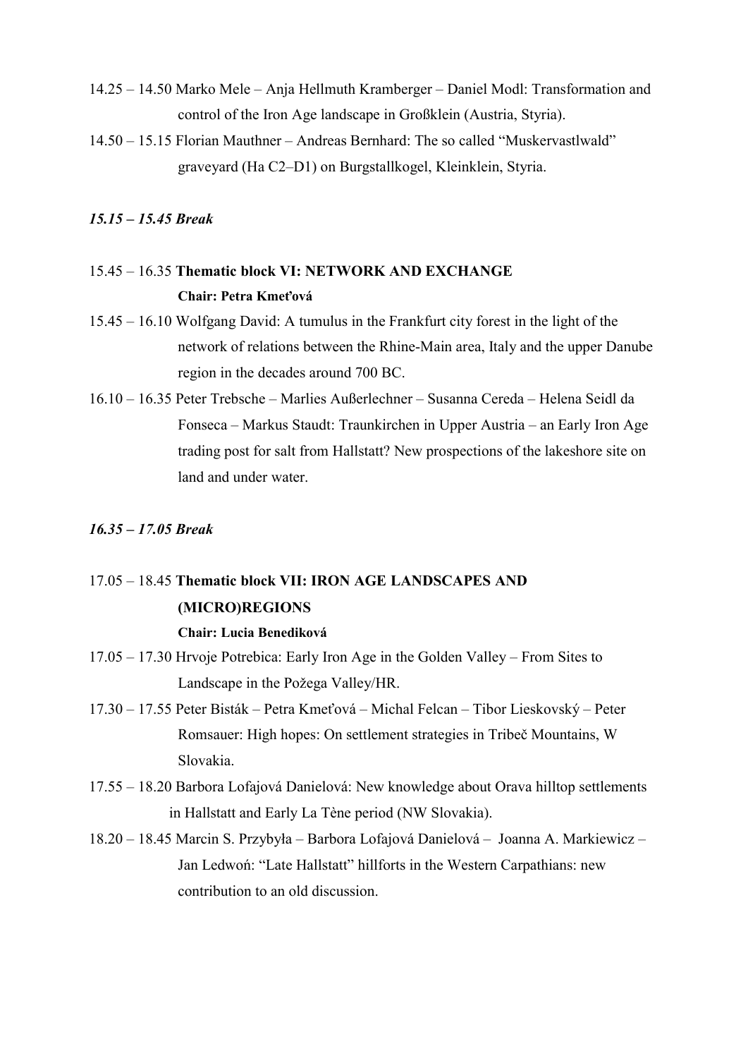14.25 – 14.50 Marko Mele – Anja Hellmuth Kramberger – Daniel Modl: Transformation and control of the Iron Age landscape in Großklein (Austria, Styria).

14.50 – 15.15 Florian Mauthner – Andreas Bernhard: The so called "Muskervastlwald" graveyard (Ha C2–D1) on Burgstallkogel, Kleinklein, Styria.

***15.15 – 15.45 Break***

15.45 – 16.35 **Thematic block VI: NETWORK AND EXCHANGE**
**Chair: Petra Kmeťová**

15.45 – 16.10 Wolfgang David: A tumulus in the Frankfurt city forest in the light of the network of relations between the Rhine-Main area, Italy and the upper Danube region in the decades around 700 BC.

16.10 – 16.35 Peter Trebsche – Marlies Außerlechner – Susanna Cereda – Helena Seidl da Fonseca – Markus Staudt: Traunkirchen in Upper Austria – an Early Iron Age trading post for salt from Hallstatt? New prospections of the lakeshore site on land and under water.

***16.35 – 17.05 Break***

17.05 – 18.45 **Thematic block VII: IRON AGE LANDSCAPES AND (MICRO)REGIONS**
**Chair: Lucia Benediková**

17.05 – 17.30 Hrvoje Potrebica: Early Iron Age in the Golden Valley – From Sites to Landscape in the Požega Valley/HR.

17.30 – 17.55 Peter Bisták – Petra Kmeťová – Michal Felcan – Tibor Lieskovský – Peter Romsauer: High hopes: On settlement strategies in Tribeč Mountains, W Slovakia.

17.55 – 18.20 Barbora Lofajová Danielová: New knowledge about Orava hilltop settlements in Hallstatt and Early La Tène period (NW Slovakia).

18.20 – 18.45 Marcin S. Przybyła – Barbora Lofajová Danielová – Joanna A. Markiewicz – Jan Ledwoń: "Late Hallstatt" hillforts in the Western Carpathians: new contribution to an old discussion.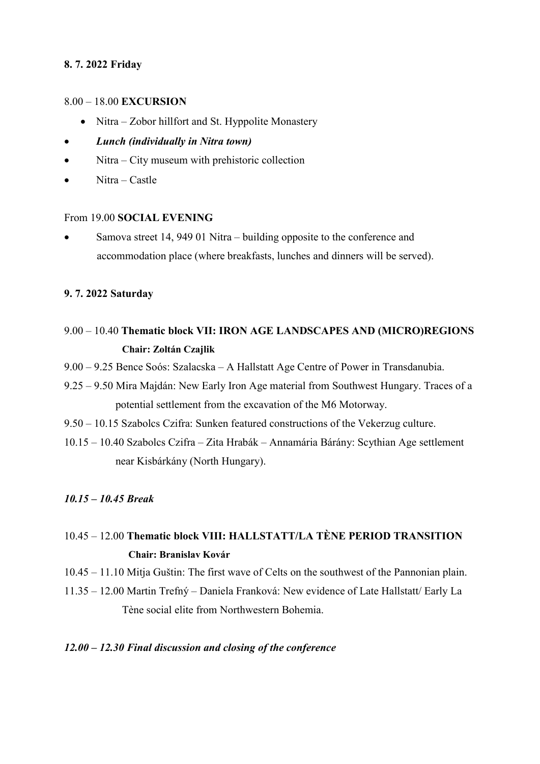**8. 7. 2022 Friday**

8.00 – 18.00 **EXCURSION**

- Nitra – Zobor hillfort and St. Hyppolite Monastery
- ***Lunch (individually in Nitra town)***
- Nitra – City museum with prehistoric collection
- Nitra – Castle

From 19.00 **SOCIAL EVENING**

- Samova street 14, 949 01 Nitra – building opposite to the conference and accommodation place (where breakfasts, lunches and dinners will be served).

**9. 7. 2022 Saturday**

9.00 – 10.40 **Thematic block VII: IRON AGE LANDSCAPES AND (MICRO)REGIONS**
**Chair: Zoltán Czajlik**

9.00 – 9.25 Bence Soós: Szalacska – A Hallstatt Age Centre of Power in Transdanubia.

9.25 – 9.50 Mira Majdán: New Early Iron Age material from Southwest Hungary. Traces of a potential settlement from the excavation of the M6 Motorway.

9.50 – 10.15 Szabolcs Czifra: Sunken featured constructions of the Vekerzug culture.

10.15 – 10.40 Szabolcs Czifra – Zita Hrabák – Annamária Bárány: Scythian Age settlement near Kisbárkány (North Hungary).

***10.15 – 10.45 Break***

10.45 – 12.00 **Thematic block VIII: HALLSTATT/LA TÈNE PERIOD TRANSITION**
**Chair: Branislav Kovár**

10.45 – 11.10 Mitja Guštin: The first wave of Celts on the southwest of the Pannonian plain.

11.35 – 12.00 Martin Trefný – Daniela Franková: New evidence of Late Hallstatt/ Early La Tène social elite from Northwestern Bohemia.

***12.00 – 12.30 Final discussion and closing of the conference***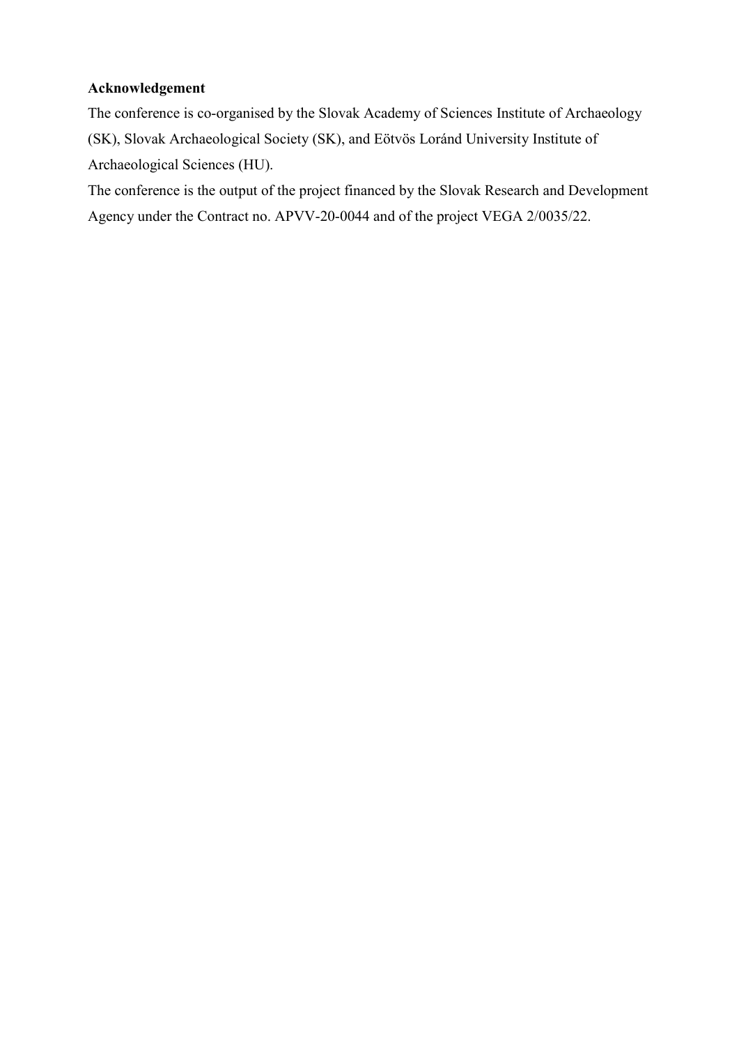**Acknowledgement**

The conference is co-organised by the Slovak Academy of Sciences Institute of Archaeology (SK), Slovak Archaeological Society (SK), and Eötvös Loránd University Institute of Archaeological Sciences (HU).

The conference is the output of the project financed by the Slovak Research and Development Agency under the Contract no. APVV-20-0044 and of the project VEGA 2/0035/22.